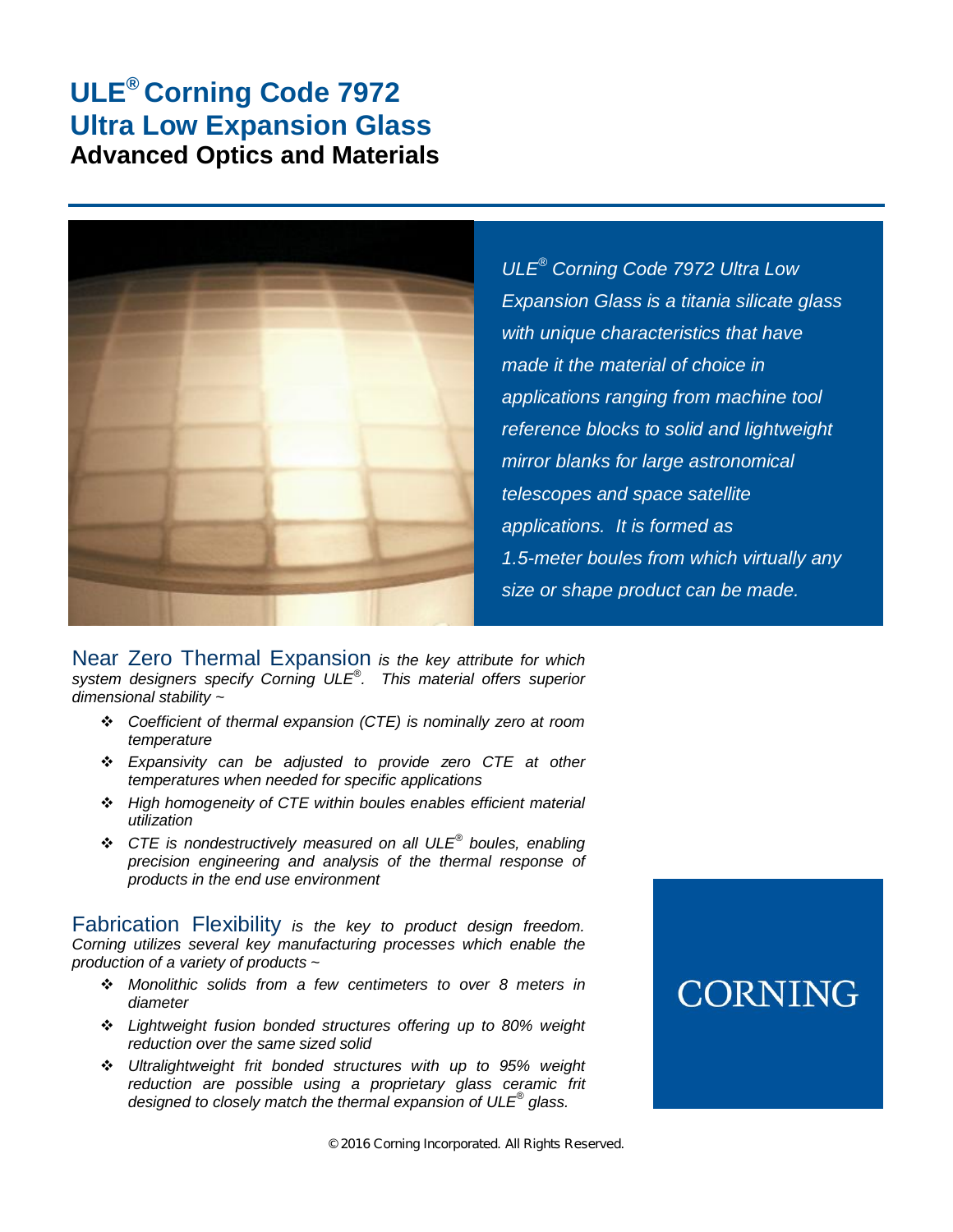# ULE® Corning Code 7972 Ultra Low Expansion Glass

## Advanced Optics and Materials

*ULE® Corning Code 7972 Ultra Low Expansion Glass is a titania silicate glass with unique characteristics that have made it the material of choice in applications ranging from machine tool reference blocks to solid and lightweight mirror blanks for large astronomical telescopes and space satellite applications. It is formed as 1.5-meter boules from which virtually any size or shape product can be made.*

Near Zero Thermal Expansion *is the key attribute for which system designers specify Corning ULE®. This material offers superior dimensional stability ~*

- *Coefficient of thermal expansion (CTE) is nominally zero at room temperature*
- *Expansivity can be adjusted to provide zero CTE at other temperatures when needed for specific applications*
- *High homogeneity of CTE within boules enables efficient material utilization*
- *CTE is nondestructively measured on all ULE® boules, enabling precision engineering and analysis of the thermal response of products in the end use environment*

Fabrication Flexibility *is the key to product design freedom. Corning utilizes several key manufacturing processes which enable the production of a variety of products ~*

- *Monolithic solids from a few centimeters to over 8 meters in diameter*
- *Lightweight fusion bonded structures offering up to 80% weight reduction over the same sized solid*
- *Ultralightweight frit bonded structures with up to 95% weight reduction are possible using a proprietary glass ceramic frit designed to closely match the thermal expansion of ULE® glass.*

CORNING

© 2016 Corning Incorporated. All Rights Reserved.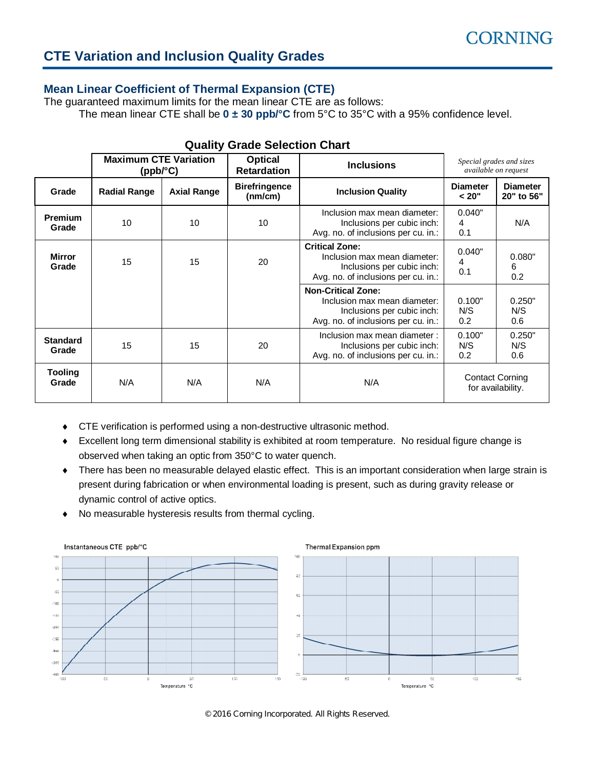## CTE Variation and Inclusion Quality Grades

### Mean Linear Coefficient of Thermal Expansion (CTE)

The guaranteed maximum limits for the mean linear CTE are as follows:

The mean linear CTE shall be **0 ± 30 ppb/°C** from 5°C to 35°C with a 95% confidence level.

**Quality Grade Selection Chart**

| | Maximum CTE Variation (ppb/°C) | | Optical Retardation | Inclusions | *Special grades and sizes available on request* | |
|---|---|---|---|---|---|---|
| **Grade** | **Radial Range** | **Axial Range** | **Birefringence (nm/cm)** | **Inclusion Quality** | **Diameter < 20"** | **Diameter 20" to 56"** |
| **Premium Grade** | 10 | 10 | 10 | Inclusion max mean diameter:<br>Inclusions per cubic inch:<br>Avg. no. of inclusions per cu. in.: | 0.040"<br>4<br>0.1 | N/A |
| **Mirror Grade** | 15 | 15 | 20 | **Critical Zone:**<br>Inclusion max mean diameter:<br>Inclusions per cubic inch:<br>Avg. no. of inclusions per cu. in.: | 0.040"<br>4<br>0.1 | 0.080"<br>6<br>0.2 |
| | | | | **Non-Critical Zone:**<br>Inclusion max mean diameter:<br>Inclusions per cubic inch:<br>Avg. no. of inclusions per cu. in.: | 0.100"<br>N/S<br>0.2 | 0.250"<br>N/S<br>0.6 |
| **Standard Grade** | 15 | 15 | 20 | Inclusion max mean diameter :<br>Inclusions per cubic inch:<br>Avg. no. of inclusions per cu. in.: | 0.100"<br>N/S<br>0.2 | 0.250"<br>N/S<br>0.6 |
| **Tooling Grade** | N/A | N/A | N/A | N/A | Contact Corning for availability. | |

- CTE verification is performed using a non-destructive ultrasonic method.
- Excellent long term dimensional stability is exhibited at room temperature. No residual figure change is observed when taking an optic from 350°C to water quench.
- There has been no measurable delayed elastic effect. This is an important consideration when large strain is present during fabrication or when environmental loading is present, such as during gravity release or dynamic control of active optics.
- No measurable hysteresis results from thermal cycling.

Instantaneous CTE ppb/°C

Thermal Expansion ppm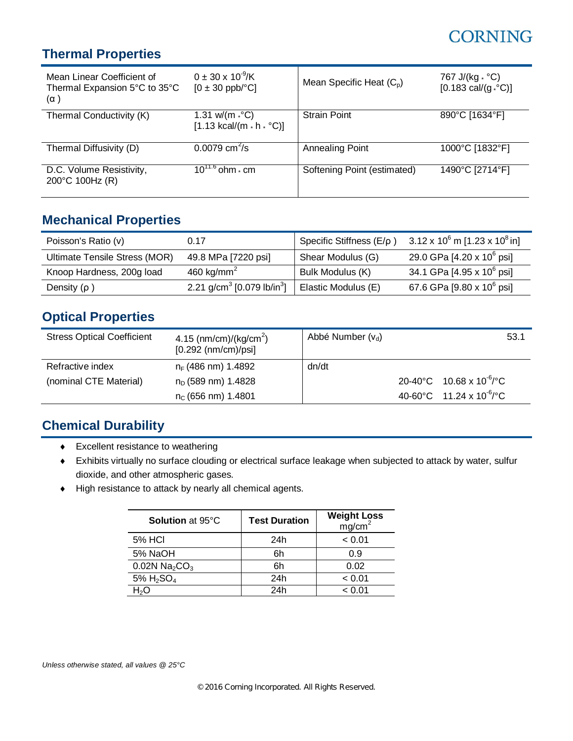## Thermal Properties

| | | | |
|---|---|---|---|
| Mean Linear Coefficient of Thermal Expansion 5°C to 35°C (α ) | 0 ± 30 x $10^{-9}$/K [0 ± 30 ppb/°C] | Mean Specific Heat ($C_p$) | 767 J/(kg · °C) [0.183 cal/(g · °C)] |
| Thermal Conductivity (K) | 1.31 w/(m · °C) [1.13 kcal/(m · h · °C)] | Strain Point | 890°C [1634°F] |
| Thermal Diffusivity (D) | 0.0079 $cm^2$/s | Annealing Point | 1000°C [1832°F] |
| D.C. Volume Resistivity, 200°C 100Hz (R) | $10^{11.6}$ ohm · cm | Softening Point (estimated) | 1490°C [2714°F] |

## Mechanical Properties

| | | | |
|---|---|---|---|
| Poisson's Ratio (ν) | 0.17 | Specific Stiffness (E/ρ ) | 3.12 x $10^6$ m [1.23 x $10^8$ in] |
| Ultimate Tensile Stress (MOR) | 49.8 MPa [7220 psi] | Shear Modulus (G) | 29.0 GPa [4.20 x $10^6$ psi] |
| Knoop Hardness, 200g load | 460 kg/$mm^2$ | Bulk Modulus (K) | 34.1 GPa [4.95 x $10^6$ psi] |
| Density (ρ ) | 2.21 g/$cm^3$ [0.079 lb/$in^3$] | Elastic Modulus (E) | 67.6 GPa [9.80 x $10^6$ psi] |

## Optical Properties

| | | | |
|---|---|---|---|
| Stress Optical Coefficient | 4.15 (nm/cm)/(kg/$cm^2$) [0.292 (nm/cm)/psi] | Abbé Number ($\nu_d$) | 53.1 |
| Refractive index (nominal CTE Material) | $n_F$ (486 nm) 1.4892 | dn/dt | |
| | $n_D$ (589 nm) 1.4828 | 20-40°C | 10.68 x $10^{-6}$/°C |
| | $n_C$ (656 nm) 1.4801 | 40-60°C | 11.24 x $10^{-6}$/°C |

## Chemical Durability

- Excellent resistance to weathering
- Exhibits virtually no surface clouding or electrical surface leakage when subjected to attack by water, sulfur dioxide, and other atmospheric gases.
- High resistance to attack by nearly all chemical agents.

| **Solution** at 95°C | **Test Duration** | **Weight Loss** mg/$cm^2$ |
|---|---|---|
| 5% HCl | 24h | < 0.01 |
| 5% NaOH | 6h | 0.9 |
| 0.02N $Na_2CO_3$ | 6h | 0.02 |
| 5% $H_2SO_4$ | 24h | < 0.01 |
| $H_2O$ | 24h | < 0.01 |

*Unless otherwise stated, all values @ 25°C*

© 2016 Corning Incorporated. All Rights Reserved.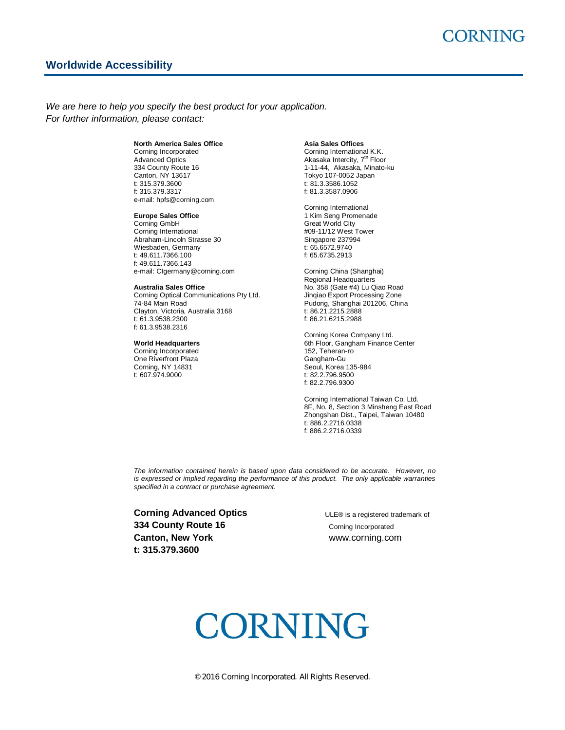## Worldwide Accessibility

*We are here to help you specify the best product for your application.*
*For further information, please contact:*

**North America Sales Office**
Corning Incorporated
Advanced Optics
334 County Route 16
Canton, NY 13617
t: 315.379.3600
f: 315.379.3317
e-mail: hpfs@corning.com

**Europe Sales Office**
Corning GmbH
Corning International
Abraham-Lincoln Strasse 30
Wiesbaden, Germany
t: 49.611.7366.100
f: 49.611.7366.143
e-mail: CIgermany@corning.com

**Australia Sales Office**
Corning Optical Communications Pty Ltd.
74-84 Main Road
Clayton, Victoria, Australia 3168
t: 61.3.9538.2300
f: 61.3.9538.2316

**World Headquarters**
Corning Incorporated
One Riverfront Plaza
Corning, NY 14831
t: 607.974.9000

**Asia Sales Offices**
Corning International K.K.
Akasaka Intercity, 7th Floor
1-11-44, Akasaka, Minato-ku
Tokyo 107-0052 Japan
t: 81.3.3586.1052
f: 81.3.3587.0906

Corning International
1 Kim Seng Promenade
Great World City
#09-11/12 West Tower
Singapore 237994
t: 65.6572.9740
f: 65.6735.2913

Corning China (Shanghai)
Regional Headquarters
No. 358 (Gate #4) Lu Qiao Road
Jinqiao Export Processing Zone
Pudong, Shanghai 201206, China
t: 86.21.2215.2888
f: 86.21.6215.2988

Corning Korea Company Ltd.
6th Floor, Gangham Finance Center
152, Teheran-ro
Gangham-Gu
Seoul, Korea 135-984
t: 82.2.796.9500
f: 82.2.796.9300

Corning International Taiwan Co. Ltd.
8F, No. 8, Section 3 Minsheng East Road
Zhongshan Dist., Taipei, Taiwan 10480
t: 886.2.2716.0338
f: 886.2.2716.0339

*The information contained herein is based upon data considered to be accurate. However, no is expressed or implied regarding the performance of this product. The only applicable warranties specified in a contract or purchase agreement.*

**Corning Advanced Optics**
**334 County Route 16**
**Canton, New York**
**t: 315.379.3600**

ULE® is a registered trademark of
Corning Incorporated
www.corning.com

CORNING

© 2016 Corning Incorporated. All Rights Reserved.